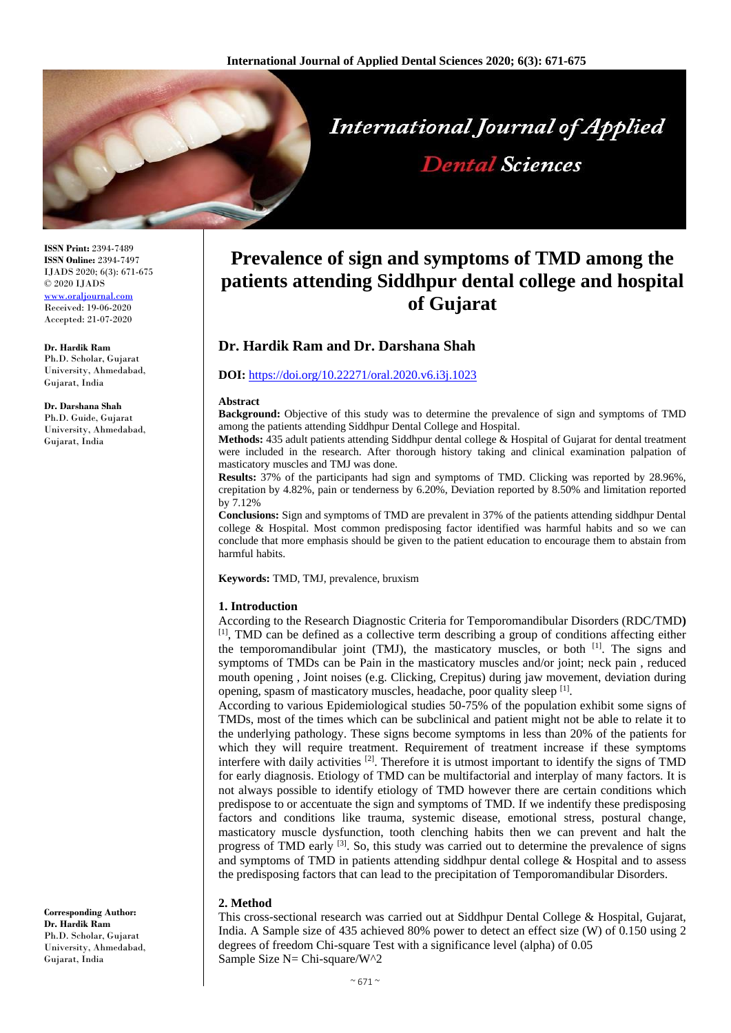# Prevalence of sign and symptoms of TMD among the patients attending Siddhpur dental college and hospital of Gujarat

## Dr. Hardik Ram and Dr. Darshana Shah

**DOI:** https://doi.org/10.22271/oral.2020.v6.i3j.1023

ISSN Print: 2394-7489
ISSN Online: 2394-7497
IJADS 2020; 6(3): 671-675
© 2020 IJADS
www.oraljournal.com
Received: 19-06-2020
Accepted: 21-07-2020

**Dr. Hardik Ram**
Ph.D. Scholar, Gujarat University, Ahmedabad, Gujarat, India

**Dr. Darshana Shah**
Ph.D. Guide, Gujarat University, Ahmedabad, Gujarat, India

**Corresponding Author:**
**Dr. Hardik Ram**
Ph.D. Scholar, Gujarat University, Ahmedabad, Gujarat, India

### Abstract

**Background:** Objective of this study was to determine the prevalence of sign and symptoms of TMD among the patients attending Siddhpur Dental College and Hospital.

**Methods:** 435 adult patients attending Siddhpur dental college & Hospital of Gujarat for dental treatment were included in the research. After thorough history taking and clinical examination palpation of masticatory muscles and TMJ was done.

**Results:** 37% of the participants had sign and symptoms of TMD. Clicking was reported by 28.96%, crepitation by 4.82%, pain or tenderness by 6.20%, Deviation reported by 8.50% and limitation reported by 7.12%

**Conclusions:** Sign and symptoms of TMD are prevalent in 37% of the patients attending siddhpur Dental college & Hospital. Most common predisposing factor identified was harmful habits and so we can conclude that more emphasis should be given to the patient education to encourage them to abstain from harmful habits.

**Keywords:** TMD, TMJ, prevalence, bruxism

### 1. Introduction

According to the Research Diagnostic Criteria for Temporomandibular Disorders (RDC/TMD**)** [1], TMD can be defined as a collective term describing a group of conditions affecting either the temporomandibular joint (TMJ), the masticatory muscles, or both [1]. The signs and symptoms of TMDs can be Pain in the masticatory muscles and/or joint; neck pain , reduced mouth opening , Joint noises (e.g. Clicking, Crepitus) during jaw movement, deviation during opening, spasm of masticatory muscles, headache, poor quality sleep [1].

According to various Epidemiological studies 50-75% of the population exhibit some signs of TMDs, most of the times which can be subclinical and patient might not be able to relate it to the underlying pathology. These signs become symptoms in less than 20% of the patients for which they will require treatment. Requirement of treatment increase if these symptoms interfere with daily activities [2]. Therefore it is utmost important to identify the signs of TMD for early diagnosis. Etiology of TMD can be multifactorial and interplay of many factors. It is not always possible to identify etiology of TMD however there are certain conditions which predispose to or accentuate the sign and symptoms of TMD. If we indentify these predisposing factors and conditions like trauma, systemic disease, emotional stress, postural change, masticatory muscle dysfunction, tooth clenching habits then we can prevent and halt the progress of TMD early [3]. So, this study was carried out to determine the prevalence of signs and symptoms of TMD in patients attending siddhpur dental college & Hospital and to assess the predisposing factors that can lead to the precipitation of Temporomandibular Disorders.

### 2. Method

This cross-sectional research was carried out at Siddhpur Dental College & Hospital, Gujarat, India. A Sample size of 435 achieved 80% power to detect an effect size (W) of 0.150 using 2 degrees of freedom Chi-square Test with a significance level (alpha) of 0.05

Sample Size N= Chi-square/W^2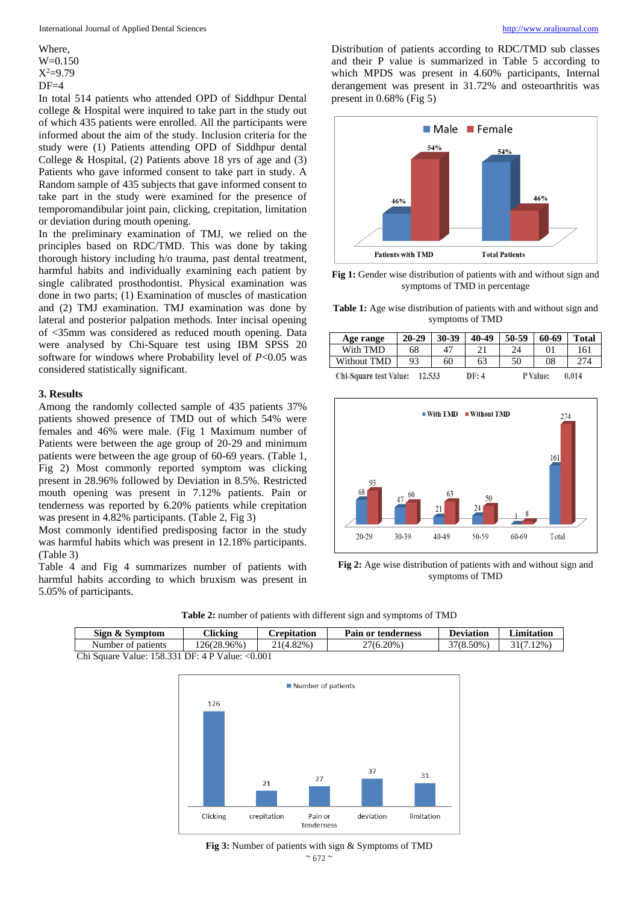Where,
W=0.150
$X^2$=9.79
DF=4

In total 514 patients who attended OPD of Siddhpur Dental college & Hospital were inquired to take part in the study out of which 435 patients were enrolled. All the participants were informed about the aim of the study. Inclusion criteria for the study were (1) Patients attending OPD of Siddhpur dental College & Hospital, (2) Patients above 18 yrs of age and (3) Patients who gave informed consent to take part in study. A Random sample of 435 subjects that gave informed consent to take part in the study were examined for the presence of temporomandibular joint pain, clicking, crepitation, limitation or deviation during mouth opening.

In the preliminary examination of TMJ, we relied on the principles based on RDC/TMD. This was done by taking thorough history including h/o trauma, past dental treatment, harmful habits and individually examining each patient by single calibrated prosthodontist. Physical examination was done in two parts; (1) Examination of muscles of mastication and (2) TMJ examination. TMJ examination was done by lateral and posterior palpation methods. Inter incisal opening of <35mm was considered as reduced mouth opening. Data were analysed by Chi-Square test using IBM SPSS 20 software for windows where Probability level of $P<0.05$ was considered statistically significant.

## 3. Results

Among the randomly collected sample of 435 patients 37% patients showed presence of TMD out of which 54% were females and 46% were male. (Fig 1 Maximum number of Patients were between the age group of 20-29 and minimum patients were between the age group of 60-69 years. (Table 1, Fig 2) Most commonly reported symptom was clicking present in 28.96% followed by Deviation in 8.5%. Restricted mouth opening was present in 7.12% patients. Pain or tenderness was reported by 6.20% patients while crepitation was present in 4.82% participants. (Table 2, Fig 3)

Most commonly identified predisposing factor in the study was harmful habits which was present in 12.18% participants. (Table 3)

Table 4 and Fig 4 summarizes number of patients with harmful habits according to which bruxism was present in 5.05% of participants.

Distribution of patients according to RDC/TMD sub classes and their P value is summarized in Table 5 according to which MPDS was present in 4.60% participants, Internal derangement was present in 31.72% and osteoarthritis was present in 0.68% (Fig 5)

**Fig 1:** Gender wise distribution of patients with and without sign and symptoms of TMD in percentage

**Table 1:** Age wise distribution of patients with and without sign and symptoms of TMD

| Age range | 20-29 | 30-39 | 40-49 | 50-59 | 60-69 | Total |
|---|---|---|---|---|---|---|
| With TMD | 68 | 47 | 21 | 24 | 01 | 161 |
| Without TMD | 93 | 60 | 63 | 50 | 08 | 274 |

Chi-Square test Value: 12.533 DF: 4 P Value: 0.014

**Fig 2:** Age wise distribution of patients with and without sign and symptoms of TMD

**Table 2:** number of patients with different sign and symptoms of TMD

| Sign & Symptom | Clicking | Crepitation | Pain or tenderness | Deviation | Limitation |
|---|---|---|---|---|---|
| Number of patients | 126(28.96%) | 21(4.82%) | 27(6.20%) | 37(8.50%) | 31(7.12%) |

Chi Square Value: 158.331 DF: 4 P Value: <0.001

**Fig 3:** Number of patients with sign & Symptoms of TMD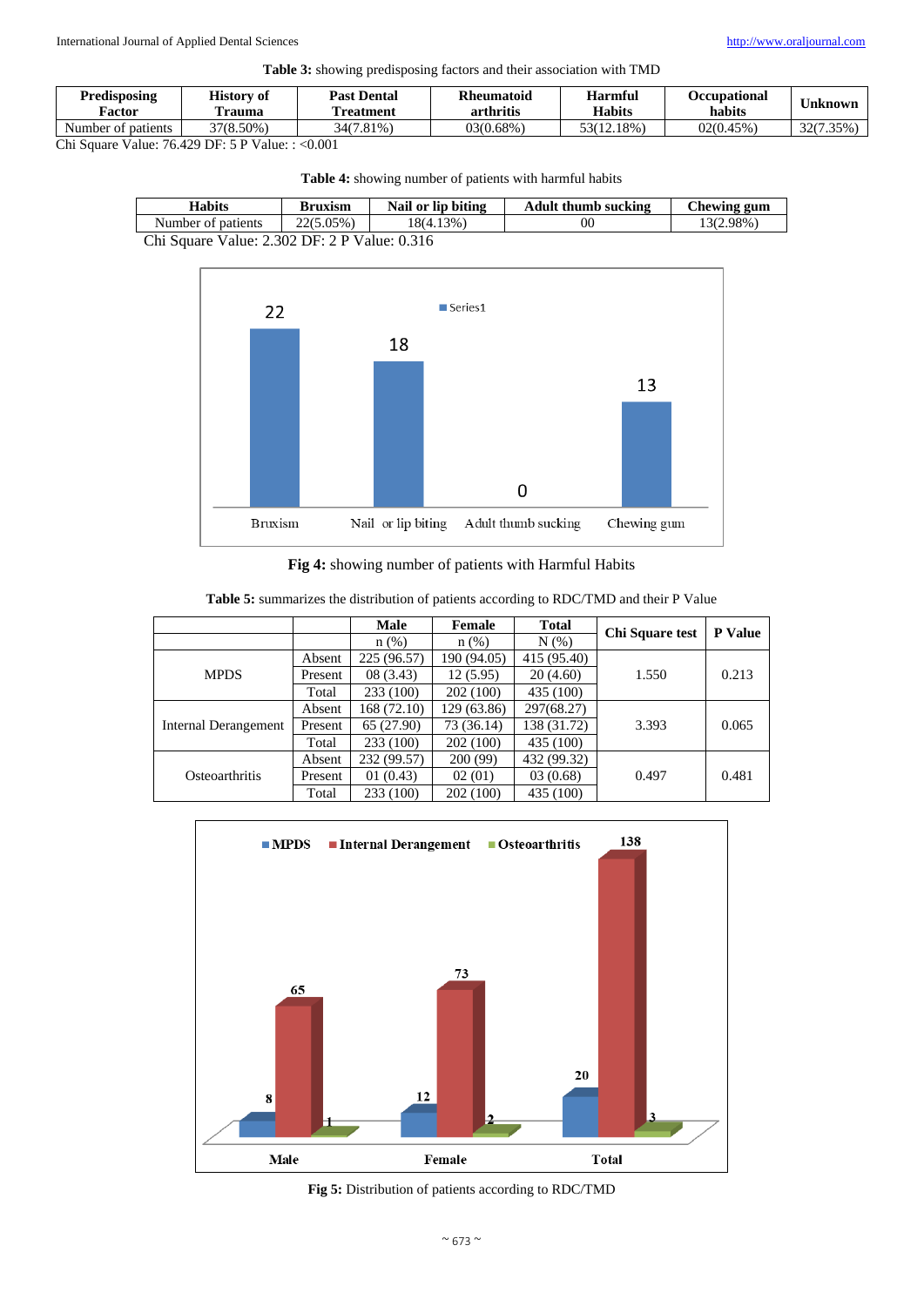**Table 3:** showing predisposing factors and their association with TMD

| Predisposing Factor | History of Trauma | Past Dental Treatment | Rheumatoid arthritis | Harmful Habits | Occupational habits | Unknown |
|---|---|---|---|---|---|---|
| Number of patients | 37(8.50%) | 34(7.81%) | 03(0.68%) | 53(12.18%) | 02(0.45%) | 32(7.35%) |

Chi Square Value: 76.429 DF: 5 P Value: : <0.001

**Table 4:** showing number of patients with harmful habits

| Habits | Bruxism | Nail or lip biting | Adult thumb sucking | Chewing gum |
|---|---|---|---|---|
| Number of patients | 22(5.05%) | 18(4.13%) | 00 | 13(2.98%) |

Chi Square Value: 2.302 DF: 2 P Value: 0.316

**Fig 4:** showing number of patients with Harmful Habits

**Table 5:** summarizes the distribution of patients according to RDC/TMD and their P Value

| | | Male | Female | Total | Chi Square test | P Value |
|---|---|---|---|---|---|---|
| | | n (%) | n (%) | N (%) | | |
| MPDS | Absent | 225 (96.57) | 190 (94.05) | 415 (95.40) | 1.550 | 0.213 |
| | Present | 08 (3.43) | 12 (5.95) | 20 (4.60) | | |
| | Total | 233 (100) | 202 (100) | 435 (100) | | |
| Internal Derangement | Absent | 168 (72.10) | 129 (63.86) | 297(68.27) | 3.393 | 0.065 |
| | Present | 65 (27.90) | 73 (36.14) | 138 (31.72) | | |
| | Total | 233 (100) | 202 (100) | 435 (100) | | |
| Osteoarthritis | Absent | 232 (99.57) | 200 (99) | 432 (99.32) | 0.497 | 0.481 |
| | Present | 01 (0.43) | 02 (01) | 03 (0.68) | | |
| | Total | 233 (100) | 202 (100) | 435 (100) | | |

**Fig 5:** Distribution of patients according to RDC/TMD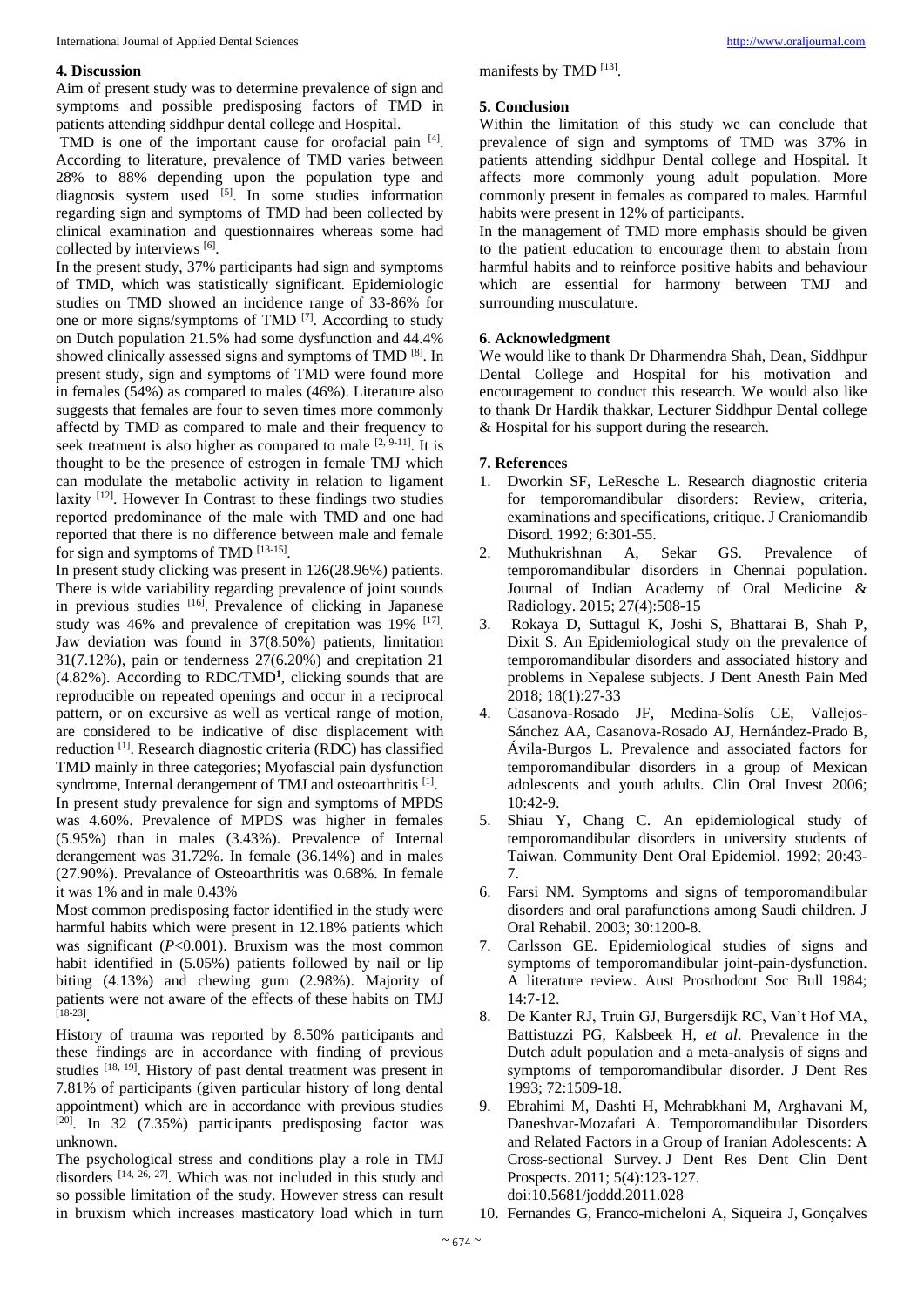## 4. Discussion

Aim of present study was to determine prevalence of sign and symptoms and possible predisposing factors of TMD in patients attending siddhpur dental college and Hospital.

TMD is one of the important cause for orofacial pain [4]. According to literature, prevalence of TMD varies between 28% to 88% depending upon the population type and diagnosis system used [5]. In some studies information regarding sign and symptoms of TMD had been collected by clinical examination and questionnaires whereas some had collected by interviews [6].

In the present study, 37% participants had sign and symptoms of TMD, which was statistically significant. Epidemiologic studies on TMD showed an incidence range of 33-86% for one or more signs/symptoms of TMD [7]. According to study on Dutch population 21.5% had some dysfunction and 44.4% showed clinically assessed signs and symptoms of TMD [8]. In present study, sign and symptoms of TMD were found more in females (54%) as compared to males (46%). Literature also suggests that females are four to seven times more commonly affectd by TMD as compared to male and their frequency to seek treatment is also higher as compared to male [2, 9-11]. It is thought to be the presence of estrogen in female TMJ which can modulate the metabolic activity in relation to ligament laxity [12]. However In Contrast to these findings two studies reported predominance of the male with TMD and one had reported that there is no difference between male and female for sign and symptoms of TMD [13-15].

In present study clicking was present in 126(28.96%) patients. There is wide variability regarding prevalence of joint sounds in previous studies [16]. Prevalence of clicking in Japanese study was 46% and prevalence of crepitation was 19% [17]. Jaw deviation was found in 37(8.50%) patients, limitation 31(7.12%), pain or tenderness 27(6.20%) and crepitation 21 (4.82%). According to RDC/TMD[1], clicking sounds that are reproducible on repeated openings and occur in a reciprocal pattern, or on excursive as well as vertical range of motion, are considered to be indicative of disc displacement with reduction [1]. Research diagnostic criteria (RDC) has classified TMD mainly in three categories; Myofascial pain dysfunction syndrome, Internal derangement of TMJ and osteoarthritis [1].

In present study prevalence for sign and symptoms of MPDS was 4.60%. Prevalence of MPDS was higher in females (5.95%) than in males (3.43%). Prevalence of Internal derangement was 31.72%. In female (36.14%) and in males (27.90%). Prevalance of Osteoarthritis was 0.68%. In female it was 1% and in male 0.43%

Most common predisposing factor identified in the study were harmful habits which were present in 12.18% patients which was significant (*P*<0.001). Bruxism was the most common habit identified in (5.05%) patients followed by nail or lip biting (4.13%) and chewing gum (2.98%). Majority of patients were not aware of the effects of these habits on TMJ [18-23].

History of trauma was reported by 8.50% participants and these findings are in accordance with finding of previous studies [18, 19]. History of past dental treatment was present in 7.81% of participants (given particular history of long dental appointment) which are in accordance with previous studies [20]. In 32 (7.35%) participants predisposing factor was unknown.

The psychological stress and conditions play a role in TMJ disorders [14, 26, 27]. Which was not included in this study and so possible limitation of the study. However stress can result in bruxism which increases masticatory load which in turn manifests by TMD [13].

## 5. Conclusion

Within the limitation of this study we can conclude that prevalence of sign and symptoms of TMD was 37% in patients attending siddhpur Dental college and Hospital. It affects more commonly young adult population. More commonly present in females as compared to males. Harmful habits were present in 12% of participants.

In the management of TMD more emphasis should be given to the patient education to encourage them to abstain from harmful habits and to reinforce positive habits and behaviour which are essential for harmony between TMJ and surrounding musculature.

## 6. Acknowledgment

We would like to thank Dr Dharmendra Shah, Dean, Siddhpur Dental College and Hospital for his motivation and encouragement to conduct this research. We would also like to thank Dr Hardik thakkar, Lecturer Siddhpur Dental college & Hospital for his support during the research.

## 7. References

1. Dworkin SF, LeResche L. Research diagnostic criteria for temporomandibular disorders: Review, criteria, examinations and specifications, critique. J Craniomandib Disord. 1992; 6:301-55.
2. Muthukrishnan A, Sekar GS. Prevalence of temporomandibular disorders in Chennai population. Journal of Indian Academy of Oral Medicine & Radiology. 2015; 27(4):508-15
3. Rokaya D, Suttagul K, Joshi S, Bhattarai B, Shah P, Dixit S. An Epidemiological study on the prevalence of temporomandibular disorders and associated history and problems in Nepalese subjects. J Dent Anesth Pain Med 2018; 18(1):27-33
4. Casanova-Rosado JF, Medina-Solís CE, Vallejos-Sánchez AA, Casanova-Rosado AJ, Hernández-Prado B, Ávila-Burgos L. Prevalence and associated factors for temporomandibular disorders in a group of Mexican adolescents and youth adults. Clin Oral Invest 2006; 10:42-9.
5. Shiau Y, Chang C. An epidemiological study of temporomandibular disorders in university students of Taiwan. Community Dent Oral Epidemiol. 1992; 20:43-7.
6. Farsi NM. Symptoms and signs of temporomandibular disorders and oral parafunctions among Saudi children. J Oral Rehabil. 2003; 30:1200-8.
7. Carlsson GE. Epidemiological studies of signs and symptoms of temporomandibular joint-pain-dysfunction. A literature review. Aust Prosthodont Soc Bull 1984; 14:7-12.
8. De Kanter RJ, Truin GJ, Burgersdijk RC, Van't Hof MA, Battistuzzi PG, Kalsbeek H, *et al*. Prevalence in the Dutch adult population and a meta-analysis of signs and symptoms of temporomandibular disorder. J Dent Res 1993; 72:1509-18.
9. Ebrahimi M, Dashti H, Mehrabkhani M, Arghavani M, Daneshvar-Mozafari A. Temporomandibular Disorders and Related Factors in a Group of Iranian Adolescents: A Cross-sectional Survey. J Dent Res Dent Clin Dent Prospects. 2011; 5(4):123-127. doi:10.5681/joddd.2011.028
10. Fernandes G, Franco-micheloni A, Siqueira J, Gonçalves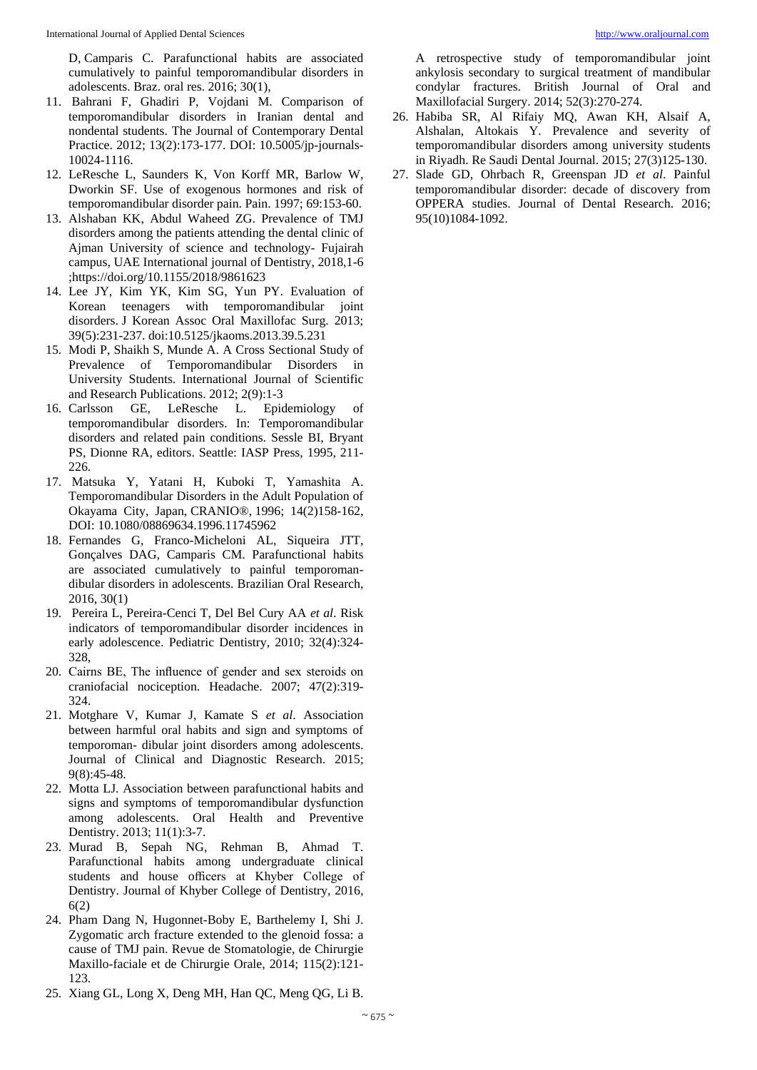D, Camparis C. Parafunctional habits are associated cumulatively to painful temporomandibular disorders in adolescents. Braz. oral res. 2016; 30(1),

11. Bahrani F, Ghadiri P, Vojdani M. Comparison of temporomandibular disorders in Iranian dental and nondental students. The Journal of Contemporary Dental Practice. 2012; 13(2):173-177. DOI: 10.5005/jp-journals-10024-1116.
12. LeResche L, Saunders K, Von Korff MR, Barlow W, Dworkin SF. Use of exogenous hormones and risk of temporomandibular disorder pain. Pain. 1997; 69:153-60.
13. Alshaban KK, Abdul Waheed ZG. Prevalence of TMJ disorders among the patients attending the dental clinic of Ajman University of science and technology- Fujairah campus, UAE International journal of Dentistry, 2018,1-6 ;https://doi.org/10.1155/2018/9861623
14. Lee JY, Kim YK, Kim SG, Yun PY. Evaluation of Korean teenagers with temporomandibular joint disorders. J Korean Assoc Oral Maxillofac Surg. 2013; 39(5):231-237. doi:10.5125/jkaoms.2013.39.5.231
15. Modi P, Shaikh S, Munde A. A Cross Sectional Study of Prevalence of Temporomandibular Disorders in University Students. International Journal of Scientific and Research Publications. 2012; 2(9):1-3
16. Carlsson GE, LeResche L. Epidemiology of temporomandibular disorders. In: Temporomandibular disorders and related pain conditions. Sessle BI, Bryant PS, Dionne RA, editors. Seattle: IASP Press, 1995, 211-226.
17. Matsuka Y, Yatani H, Kuboki T, Yamashita A. Temporomandibular Disorders in the Adult Population of Okayama City, Japan, CRANIO®, 1996; 14(2)158-162, DOI: 10.1080/08869634.1996.11745962
18. Fernandes G, Franco-Micheloni AL, Siqueira JTT, Gonçalves DAG, Camparis CM. Parafunctional habits are associated cumulatively to painful temporomandibular disorders in adolescents. Brazilian Oral Research, 2016, 30(1)
19. Pereira L, Pereira-Cenci T, Del Bel Cury AA *et al*. Risk indicators of temporomandibular disorder incidences in early adolescence. Pediatric Dentistry, 2010; 32(4):324-328,
20. Cairns BE, The influence of gender and sex steroids on craniofacial nociception. Headache. 2007; 47(2):319-324.
21. Motghare V, Kumar J, Kamate S *et al*. Association between harmful oral habits and sign and symptoms of temporoman- dibular joint disorders among adolescents. Journal of Clinical and Diagnostic Research. 2015; 9(8):45-48.
22. Motta LJ. Association between parafunctional habits and signs and symptoms of temporomandibular dysfunction among adolescents. Oral Health and Preventive Dentistry. 2013; 11(1):3-7.
23. Murad B, Sepah NG, Rehman B, Ahmad T. Parafunctional habits among undergraduate clinical students and house officers at Khyber College of Dentistry. Journal of Khyber College of Dentistry, 2016, 6(2)
24. Pham Dang N, Hugonnet-Boby E, Barthelemy I, Shi J. Zygomatic arch fracture extended to the glenoid fossa: a cause of TMJ pain. Revue de Stomatologie, de Chirurgie Maxillo-faciale et de Chirurgie Orale, 2014; 115(2):121-123.
25. Xiang GL, Long X, Deng MH, Han QC, Meng QG, Li B. A retrospective study of temporomandibular joint ankylosis secondary to surgical treatment of mandibular condylar fractures. British Journal of Oral and Maxillofacial Surgery. 2014; 52(3):270-274.
26. Habiba SR, Al Rifaiy MQ, Awan KH, Alsaif A, Alshalan, Altokais Y. Prevalence and severity of temporomandibular disorders among university students in Riyadh. Re Saudi Dental Journal. 2015; 27(3)125-130.
27. Slade GD, Ohrbach R, Greenspan JD *et al*. Painful temporomandibular disorder: decade of discovery from OPPERA studies. Journal of Dental Research. 2016; 95(10)1084-1092.